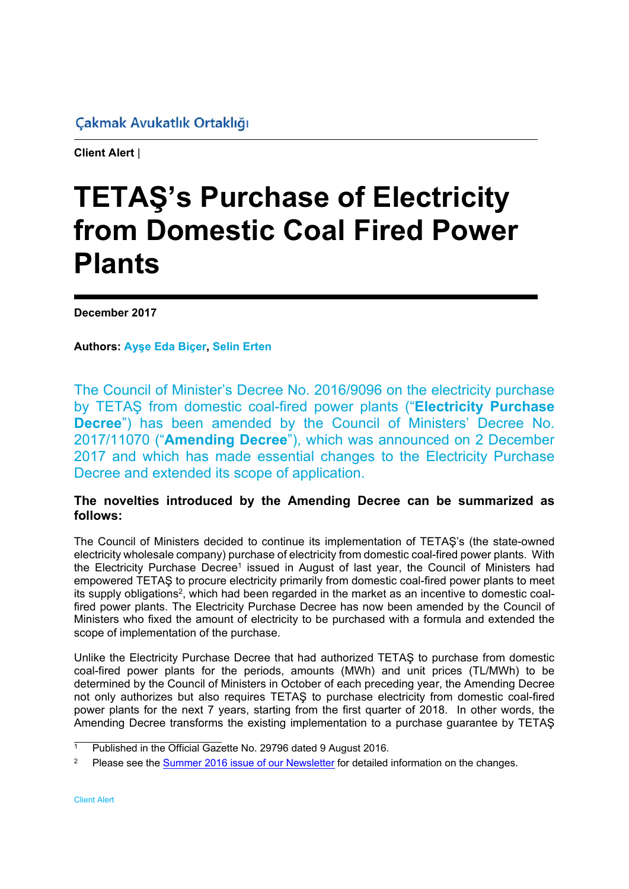Çakmak Avukatlık Ortaklığı

**Client Alert** |

# TETAŞ's Purchase of Electricity from Domestic Coal Fired Power Plants

**December 2017**

**Authors:** **Ayşe Eda Biçer**, **Selin Erten**

The Council of Minister's Decree No. 2016/9096 on the electricity purchase by TETAŞ from domestic coal-fired power plants ("**Electricity Purchase Decree**") has been amended by the Council of Ministers' Decree No. 2017/11070 ("**Amending Decree**"), which was announced on 2 December 2017 and which has made essential changes to the Electricity Purchase Decree and extended its scope of application.

**The novelties introduced by the Amending Decree can be summarized as follows:**

The Council of Ministers decided to continue its implementation of TETAŞ's (the state-owned electricity wholesale company) purchase of electricity from domestic coal-fired power plants. With the Electricity Purchase Decree[1] issued in August of last year, the Council of Ministers had empowered TETAŞ to procure electricity primarily from domestic coal-fired power plants to meet its supply obligations[2], which had been regarded in the market as an incentive to domestic coal-fired power plants. The Electricity Purchase Decree has now been amended by the Council of Ministers who fixed the amount of electricity to be purchased with a formula and extended the scope of implementation of the purchase.

Unlike the Electricity Purchase Decree that had authorized TETAŞ to purchase from domestic coal-fired power plants for the periods, amounts (MWh) and unit prices (TL/MWh) to be determined by the Council of Ministers in October of each preceding year, the Amending Decree not only authorizes but also requires TETAŞ to purchase electricity from domestic coal-fired power plants for the next 7 years, starting from the first quarter of 2018. In other words, the Amending Decree transforms the existing implementation to a purchase guarantee by TETAŞ

[1] Published in the Official Gazette No. 29796 dated 9 August 2016.

[2] Please see the Summer 2016 issue of our Newsletter for detailed information on the changes.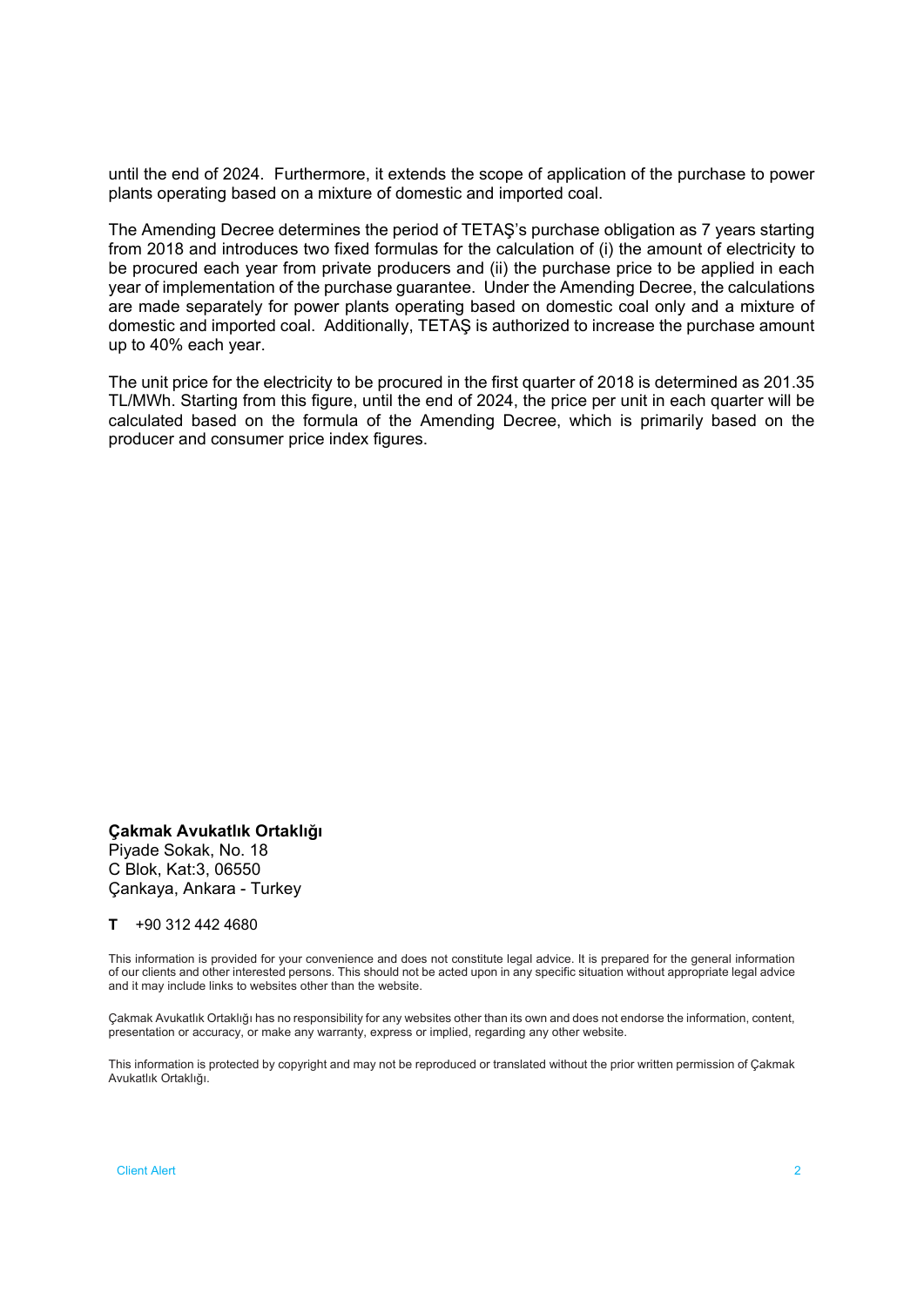until the end of 2024. Furthermore, it extends the scope of application of the purchase to power plants operating based on a mixture of domestic and imported coal.

The Amending Decree determines the period of TETAŞ's purchase obligation as 7 years starting from 2018 and introduces two fixed formulas for the calculation of (i) the amount of electricity to be procured each year from private producers and (ii) the purchase price to be applied in each year of implementation of the purchase guarantee. Under the Amending Decree, the calculations are made separately for power plants operating based on domestic coal only and a mixture of domestic and imported coal. Additionally, TETAŞ is authorized to increase the purchase amount up to 40% each year.

The unit price for the electricity to be procured in the first quarter of 2018 is determined as 201.35 TL/MWh. Starting from this figure, until the end of 2024, the price per unit in each quarter will be calculated based on the formula of the Amending Decree, which is primarily based on the producer and consumer price index figures.

**Çakmak Avukatlık Ortaklığı**
Piyade Sokak, No. 18
C Blok, Kat:3, 06550
Çankaya, Ankara - Turkey

**T** +90 312 442 4680

This information is provided for your convenience and does not constitute legal advice. It is prepared for the general information of our clients and other interested persons. This should not be acted upon in any specific situation without appropriate legal advice and it may include links to websites other than the website.

Çakmak Avukatlık Ortaklığı has no responsibility for any websites other than its own and does not endorse the information, content, presentation or accuracy, or make any warranty, express or implied, regarding any other website.

This information is protected by copyright and may not be reproduced or translated without the prior written permission of Çakmak Avukatlık Ortaklığı.